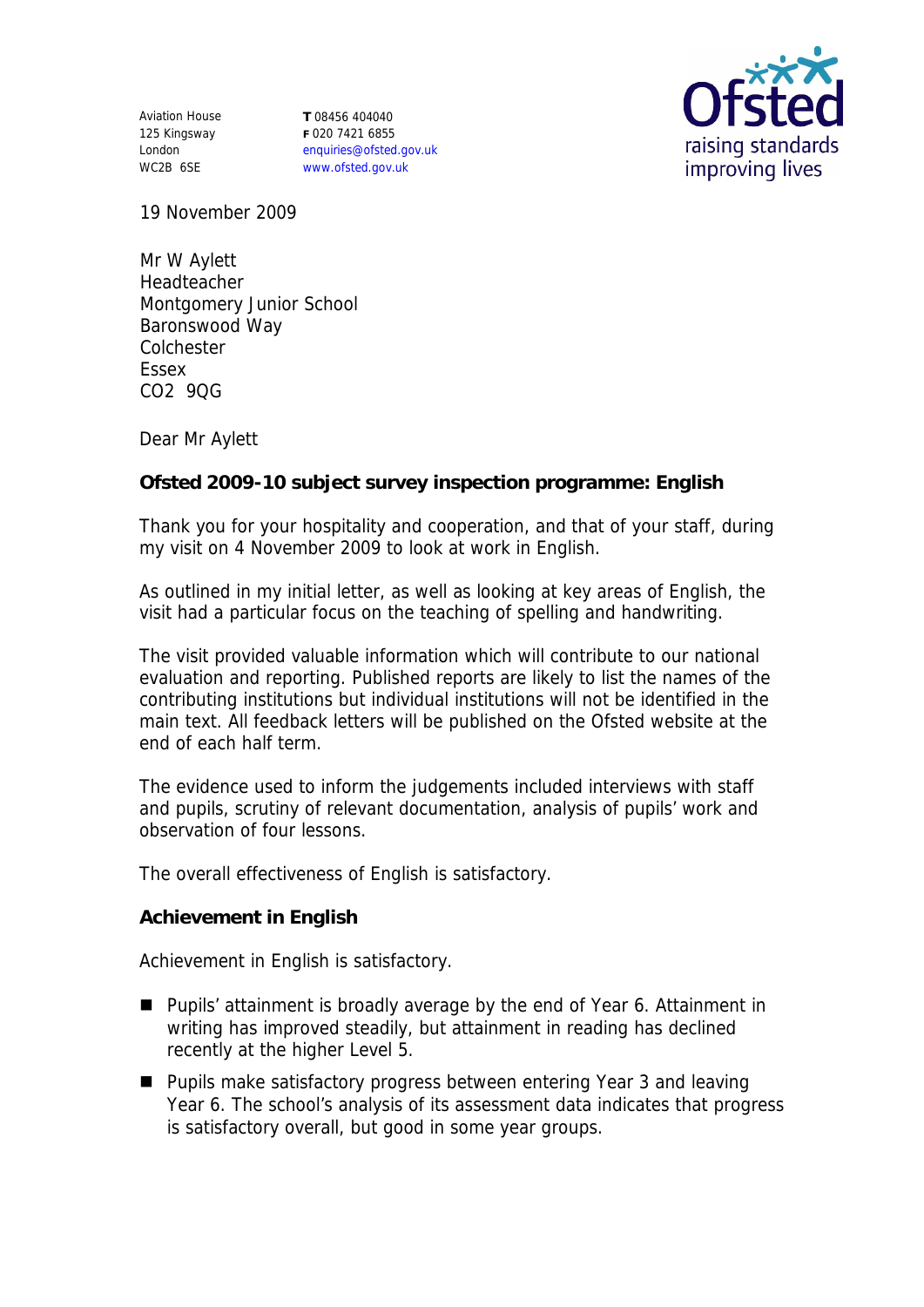Aviation House
125 Kingsway
London
WC2B 6SE

**T** 08456 404040
**F** 020 7421 6855
enquiries@ofsted.gov.uk
www.ofsted.gov.uk

Ofsted
raising standards
improving lives

19 November 2009

Mr W Aylett
Headteacher
Montgomery Junior School
Baronswood Way
Colchester
Essex
CO2 9QG

Dear Mr Aylett

**Ofsted 2009-10 subject survey inspection programme: English**

Thank you for your hospitality and cooperation, and that of your staff, during my visit on 4 November 2009 to look at work in English.

As outlined in my initial letter, as well as looking at key areas of English, the visit had a particular focus on the teaching of spelling and handwriting.

The visit provided valuable information which will contribute to our national evaluation and reporting. Published reports are likely to list the names of the contributing institutions but individual institutions will not be identified in the main text. All feedback letters will be published on the Ofsted website at the end of each half term.

The evidence used to inform the judgements included interviews with staff and pupils, scrutiny of relevant documentation, analysis of pupils' work and observation of four lessons.

The overall effectiveness of English is satisfactory.

**Achievement in English**

Achievement in English is satisfactory.

- Pupils' attainment is broadly average by the end of Year 6. Attainment in writing has improved steadily, but attainment in reading has declined recently at the higher Level 5.
- Pupils make satisfactory progress between entering Year 3 and leaving Year 6. The school's analysis of its assessment data indicates that progress is satisfactory overall, but good in some year groups.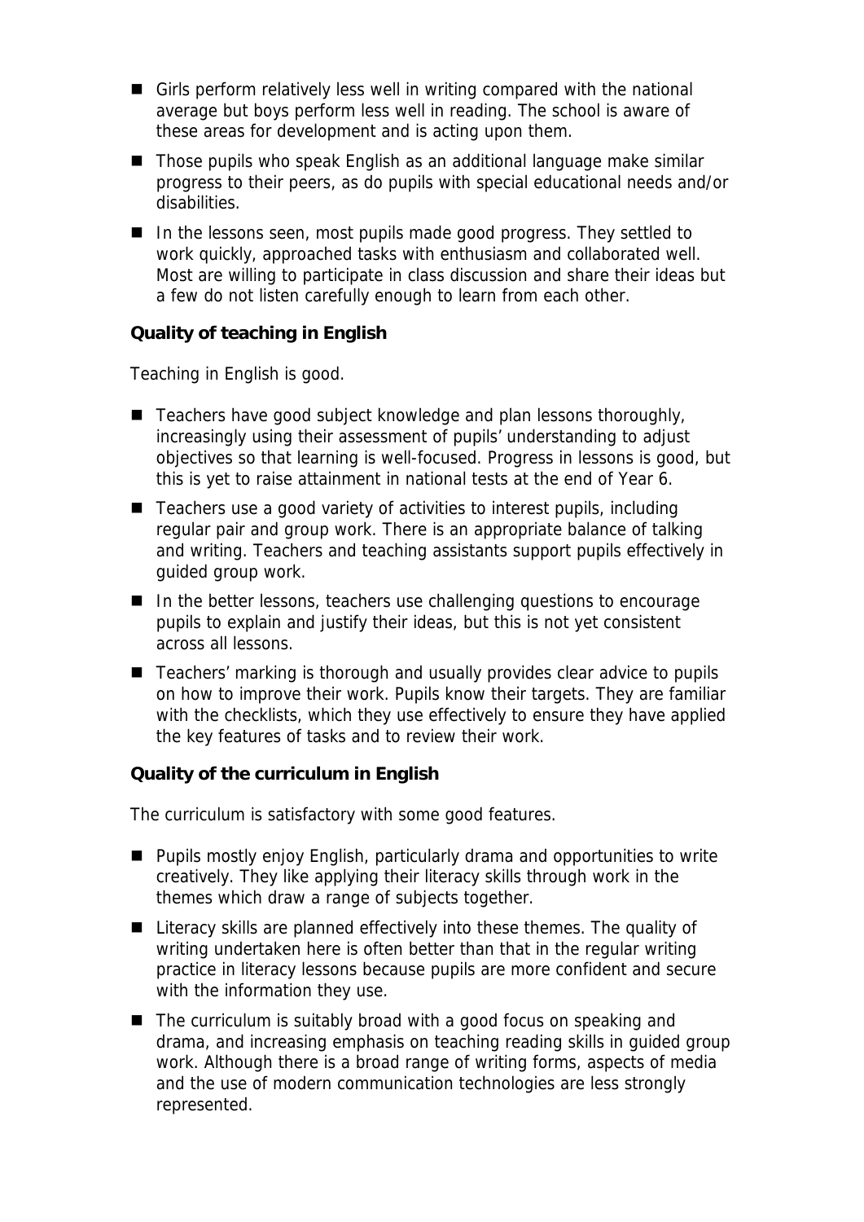- Girls perform relatively less well in writing compared with the national average but boys perform less well in reading. The school is aware of these areas for development and is acting upon them.
- Those pupils who speak English as an additional language make similar progress to their peers, as do pupils with special educational needs and/or disabilities.
- In the lessons seen, most pupils made good progress. They settled to work quickly, approached tasks with enthusiasm and collaborated well. Most are willing to participate in class discussion and share their ideas but a few do not listen carefully enough to learn from each other.

**Quality of teaching in English**

Teaching in English is good.

- Teachers have good subject knowledge and plan lessons thoroughly, increasingly using their assessment of pupils' understanding to adjust objectives so that learning is well-focused. Progress in lessons is good, but this is yet to raise attainment in national tests at the end of Year 6.
- Teachers use a good variety of activities to interest pupils, including regular pair and group work. There is an appropriate balance of talking and writing. Teachers and teaching assistants support pupils effectively in guided group work.
- In the better lessons, teachers use challenging questions to encourage pupils to explain and justify their ideas, but this is not yet consistent across all lessons.
- Teachers' marking is thorough and usually provides clear advice to pupils on how to improve their work. Pupils know their targets. They are familiar with the checklists, which they use effectively to ensure they have applied the key features of tasks and to review their work.

**Quality of the curriculum in English**

The curriculum is satisfactory with some good features.

- Pupils mostly enjoy English, particularly drama and opportunities to write creatively. They like applying their literacy skills through work in the themes which draw a range of subjects together.
- Literacy skills are planned effectively into these themes. The quality of writing undertaken here is often better than that in the regular writing practice in literacy lessons because pupils are more confident and secure with the information they use.
- The curriculum is suitably broad with a good focus on speaking and drama, and increasing emphasis on teaching reading skills in guided group work. Although there is a broad range of writing forms, aspects of media and the use of modern communication technologies are less strongly represented.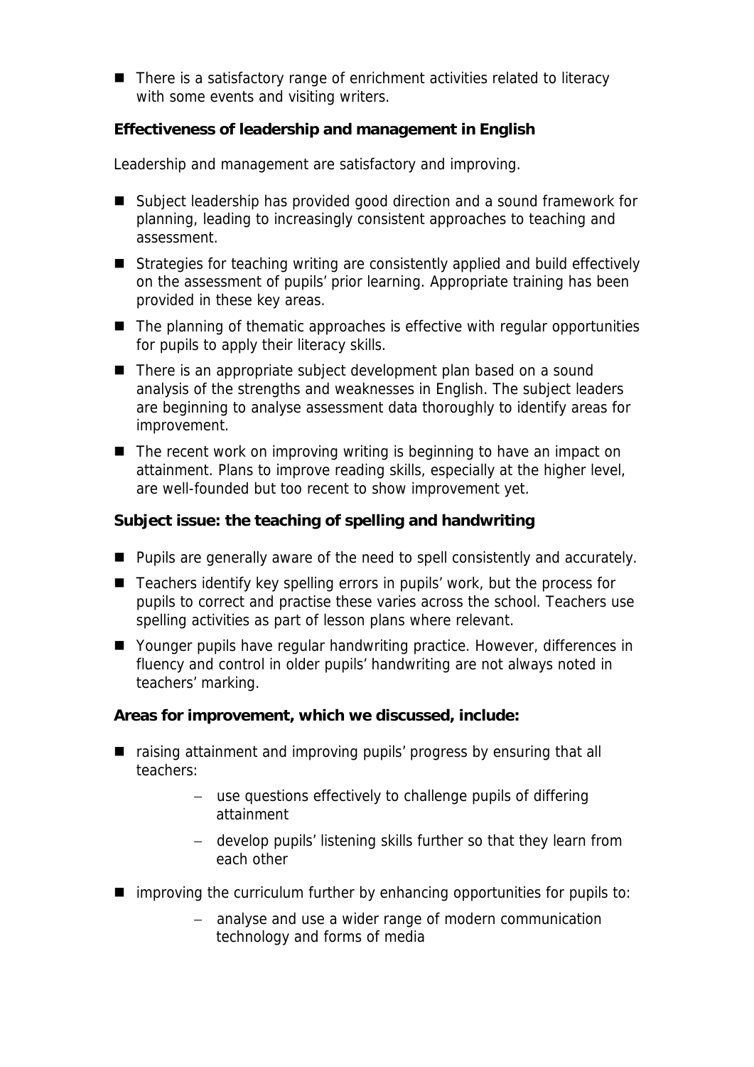- There is a satisfactory range of enrichment activities related to literacy with some events and visiting writers.

**Effectiveness of leadership and management in English**

Leadership and management are satisfactory and improving.

- Subject leadership has provided good direction and a sound framework for planning, leading to increasingly consistent approaches to teaching and assessment.
- Strategies for teaching writing are consistently applied and build effectively on the assessment of pupils' prior learning. Appropriate training has been provided in these key areas.
- The planning of thematic approaches is effective with regular opportunities for pupils to apply their literacy skills.
- There is an appropriate subject development plan based on a sound analysis of the strengths and weaknesses in English. The subject leaders are beginning to analyse assessment data thoroughly to identify areas for improvement.
- The recent work on improving writing is beginning to have an impact on attainment. Plans to improve reading skills, especially at the higher level, are well-founded but too recent to show improvement yet.

**Subject issue: the teaching of spelling and handwriting**

- Pupils are generally aware of the need to spell consistently and accurately.
- Teachers identify key spelling errors in pupils' work, but the process for pupils to correct and practise these varies across the school. Teachers use spelling activities as part of lesson plans where relevant.
- Younger pupils have regular handwriting practice. However, differences in fluency and control in older pupils' handwriting are not always noted in teachers' marking.

**Areas for improvement, which we discussed, include:**

- raising attainment and improving pupils' progress by ensuring that all teachers:
  - use questions effectively to challenge pupils of differing attainment
  - develop pupils' listening skills further so that they learn from each other
- improving the curriculum further by enhancing opportunities for pupils to:
  - analyse and use a wider range of modern communication technology and forms of media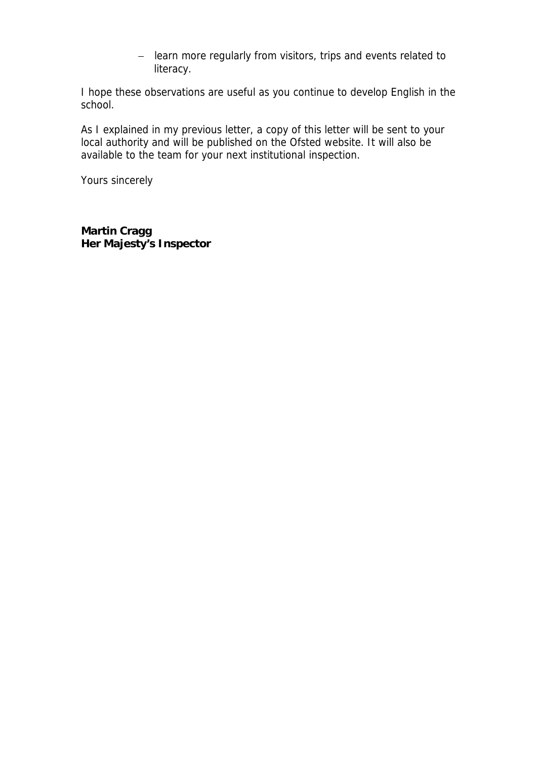- learn more regularly from visitors, trips and events related to literacy.

I hope these observations are useful as you continue to develop English in the school.

As I explained in my previous letter, a copy of this letter will be sent to your local authority and will be published on the Ofsted website. It will also be available to the team for your next institutional inspection.

Yours sincerely

**Martin Cragg**
**Her Majesty's Inspector**